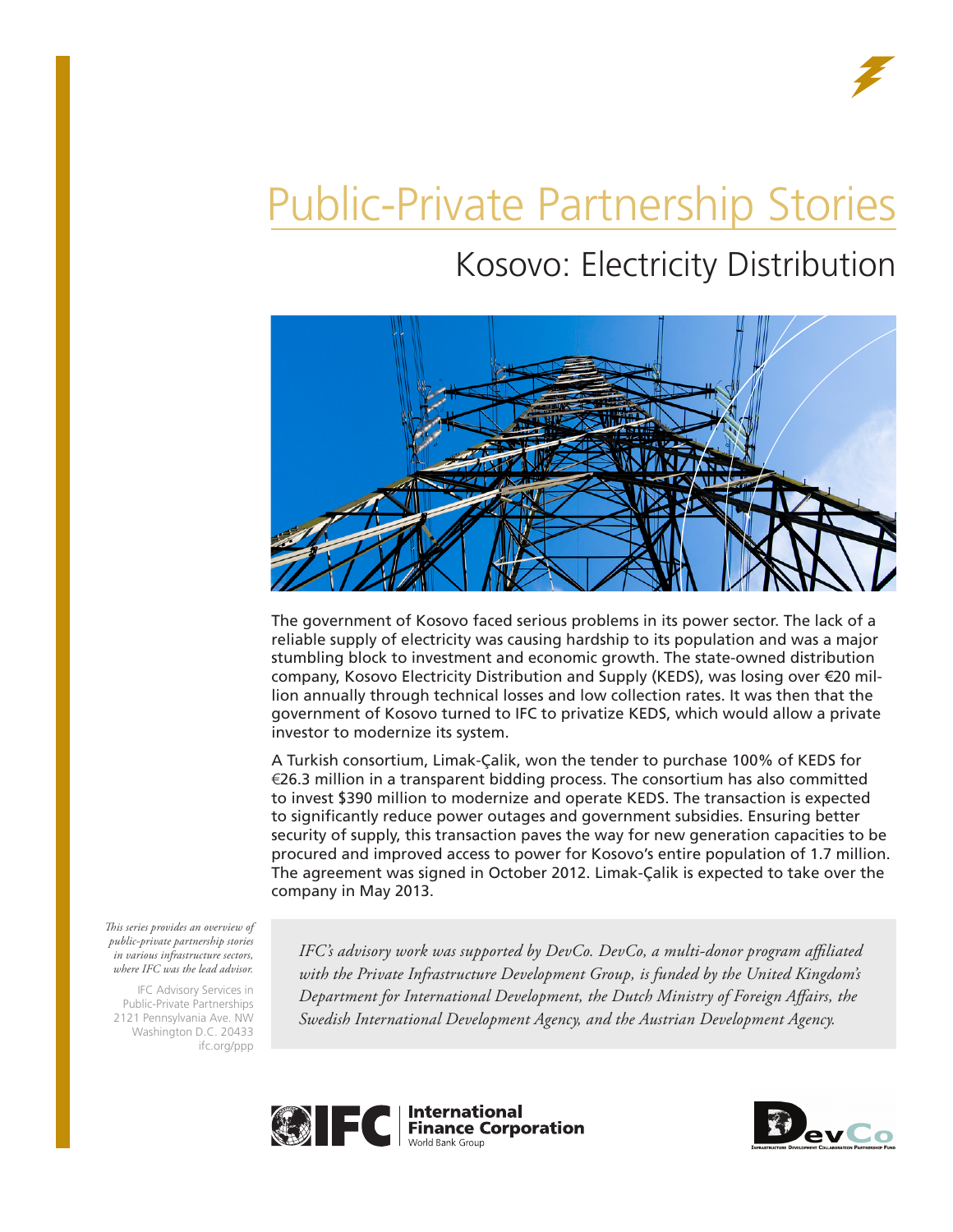# Public-Private Partnership Stories

## Kosovo: Electricity Distribution

The government of Kosovo faced serious problems in its power sector. The lack of a reliable supply of electricity was causing hardship to its population and was a major stumbling block to investment and economic growth. The state-owned distribution company, Kosovo Electricity Distribution and Supply (KEDS), was losing over €20 million annually through technical losses and low collection rates. It was then that the government of Kosovo turned to IFC to privatize KEDS, which would allow a private investor to modernize its system.

A Turkish consortium, Limak-Çalik, won the tender to purchase 100% of KEDS for €26.3 million in a transparent bidding process. The consortium has also committed to invest $390 million to modernize and operate KEDS. The transaction is expected to significantly reduce power outages and government subsidies. Ensuring better security of supply, this transaction paves the way for new generation capacities to be procured and improved access to power for Kosovo's entire population of 1.7 million. The agreement was signed in October 2012. Limak-Çalik is expected to take over the company in May 2013.

*This series provides an overview of public-private partnership stories in various infrastructure sectors, where IFC was the lead advisor.*

IFC Advisory Services in Public-Private Partnerships
2121 Pennsylvania Ave. NW
Washington D.C. 20433
ifc.org/ppp

*IFC's advisory work was supported by DevCo. DevCo, a multi-donor program affiliated with the Private Infrastructure Development Group, is funded by the United Kingdom's Department for International Development, the Dutch Ministry of Foreign Affairs, the Swedish International Development Agency, and the Austrian Development Agency.*

IFC International Finance Corporation World Bank Group

DevCo Infrastructure Development Collaboration Partnership Fund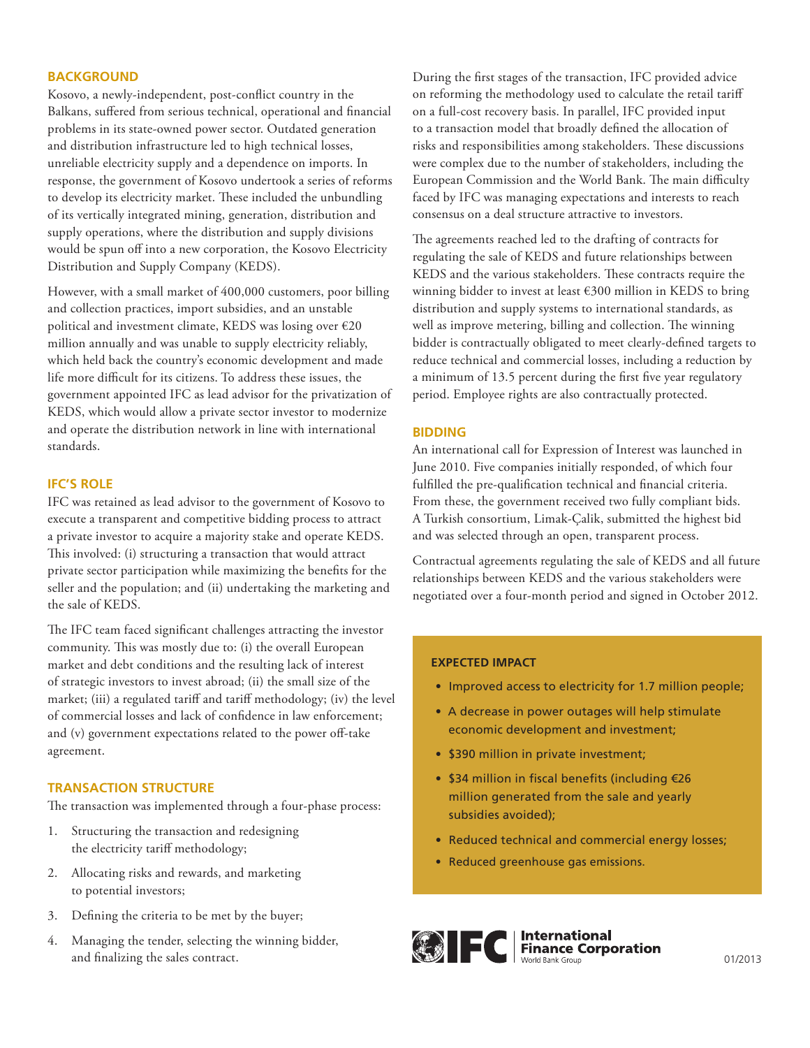## BACKGROUND

Kosovo, a newly-independent, post-conflict country in the Balkans, suffered from serious technical, operational and financial problems in its state-owned power sector. Outdated generation and distribution infrastructure led to high technical losses, unreliable electricity supply and a dependence on imports. In response, the government of Kosovo undertook a series of reforms to develop its electricity market. These included the unbundling of its vertically integrated mining, generation, distribution and supply operations, where the distribution and supply divisions would be spun off into a new corporation, the Kosovo Electricity Distribution and Supply Company (KEDS).

However, with a small market of 400,000 customers, poor billing and collection practices, import subsidies, and an unstable political and investment climate, KEDS was losing over €20 million annually and was unable to supply electricity reliably, which held back the country's economic development and made life more difficult for its citizens. To address these issues, the government appointed IFC as lead advisor for the privatization of KEDS, which would allow a private sector investor to modernize and operate the distribution network in line with international standards.

## IFC'S ROLE

IFC was retained as lead advisor to the government of Kosovo to execute a transparent and competitive bidding process to attract a private investor to acquire a majority stake and operate KEDS. This involved: (i) structuring a transaction that would attract private sector participation while maximizing the benefits for the seller and the population; and (ii) undertaking the marketing and the sale of KEDS.

The IFC team faced significant challenges attracting the investor community. This was mostly due to: (i) the overall European market and debt conditions and the resulting lack of interest of strategic investors to invest abroad; (ii) the small size of the market; (iii) a regulated tariff and tariff methodology; (iv) the level of commercial losses and lack of confidence in law enforcement; and (v) government expectations related to the power off-take agreement.

## TRANSACTION STRUCTURE

The transaction was implemented through a four-phase process:

1. Structuring the transaction and redesigning the electricity tariff methodology;
2. Allocating risks and rewards, and marketing to potential investors;
3. Defining the criteria to be met by the buyer;
4. Managing the tender, selecting the winning bidder, and finalizing the sales contract.

During the first stages of the transaction, IFC provided advice on reforming the methodology used to calculate the retail tariff on a full-cost recovery basis. In parallel, IFC provided input to a transaction model that broadly defined the allocation of risks and responsibilities among stakeholders. These discussions were complex due to the number of stakeholders, including the European Commission and the World Bank. The main difficulty faced by IFC was managing expectations and interests to reach consensus on a deal structure attractive to investors.

The agreements reached led to the drafting of contracts for regulating the sale of KEDS and future relationships between KEDS and the various stakeholders. These contracts require the winning bidder to invest at least €300 million in KEDS to bring distribution and supply systems to international standards, as well as improve metering, billing and collection. The winning bidder is contractually obligated to meet clearly-defined targets to reduce technical and commercial losses, including a reduction by a minimum of 13.5 percent during the first five year regulatory period. Employee rights are also contractually protected.

## BIDDING

An international call for Expression of Interest was launched in June 2010. Five companies initially responded, of which four fulfilled the pre-qualification technical and financial criteria. From these, the government received two fully compliant bids. A Turkish consortium, Limak-Çalik, submitted the highest bid and was selected through an open, transparent process.

Contractual agreements regulating the sale of KEDS and all future relationships between KEDS and the various stakeholders were negotiated over a four-month period and signed in October 2012.

### EXPECTED IMPACT

- Improved access to electricity for 1.7 million people;
- A decrease in power outages will help stimulate economic development and investment;
- $390 million in private investment;
- $34 million in fiscal benefits (including €26 million generated from the sale and yearly subsidies avoided);
- Reduced technical and commercial energy losses;
- Reduced greenhouse gas emissions.

IFC International Finance Corporation
World Bank Group

01/2013